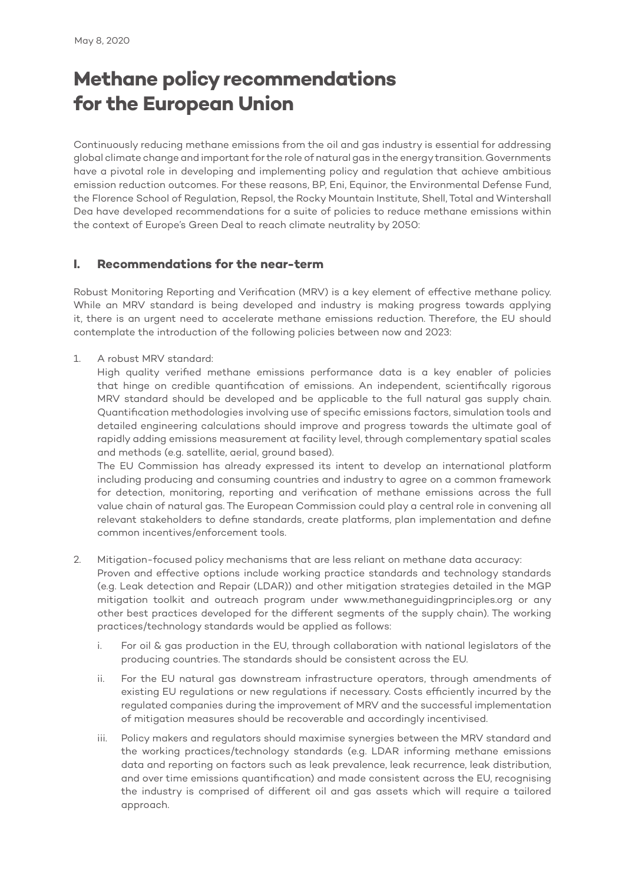May 8, 2020

# Methane policy recommendations for the European Union

Continuously reducing methane emissions from the oil and gas industry is essential for addressing global climate change and important for the role of natural gas in the energy transition. Governments have a pivotal role in developing and implementing policy and regulation that achieve ambitious emission reduction outcomes. For these reasons, BP, Eni, Equinor, the Environmental Defense Fund, the Florence School of Regulation, Repsol, the Rocky Mountain Institute, Shell, Total and Wintershall Dea have developed recommendations for a suite of policies to reduce methane emissions within the context of Europe's Green Deal to reach climate neutrality by 2050:

## I. Recommendations for the near-term

Robust Monitoring Reporting and Verification (MRV) is a key element of effective methane policy. While an MRV standard is being developed and industry is making progress towards applying it, there is an urgent need to accelerate methane emissions reduction. Therefore, the EU should contemplate the introduction of the following policies between now and 2023:

1. A robust MRV standard:
   High quality verified methane emissions performance data is a key enabler of policies that hinge on credible quantification of emissions. An independent, scientifically rigorous MRV standard should be developed and be applicable to the full natural gas supply chain. Quantification methodologies involving use of specific emissions factors, simulation tools and detailed engineering calculations should improve and progress towards the ultimate goal of rapidly adding emissions measurement at facility level, through complementary spatial scales and methods (e.g. satellite, aerial, ground based).
   The EU Commission has already expressed its intent to develop an international platform including producing and consuming countries and industry to agree on a common framework for detection, monitoring, reporting and verification of methane emissions across the full value chain of natural gas. The European Commission could play a central role in convening all relevant stakeholders to define standards, create platforms, plan implementation and define common incentives/enforcement tools.

2. Mitigation-focused policy mechanisms that are less reliant on methane data accuracy:
   Proven and effective options include working practice standards and technology standards (e.g. Leak detection and Repair (LDAR)) and other mitigation strategies detailed in the MGP mitigation toolkit and outreach program under www.methaneguidingprinciples.org or any other best practices developed for the different segments of the supply chain). The working practices/technology standards would be applied as follows:

   i. For oil & gas production in the EU, through collaboration with national legislators of the producing countries. The standards should be consistent across the EU.

   ii. For the EU natural gas downstream infrastructure operators, through amendments of existing EU regulations or new regulations if necessary. Costs efficiently incurred by the regulated companies during the improvement of MRV and the successful implementation of mitigation measures should be recoverable and accordingly incentivised.

   iii. Policy makers and regulators should maximise synergies between the MRV standard and the working practices/technology standards (e.g. LDAR informing methane emissions data and reporting on factors such as leak prevalence, leak recurrence, leak distribution, and over time emissions quantification) and made consistent across the EU, recognising the industry is comprised of different oil and gas assets which will require a tailored approach.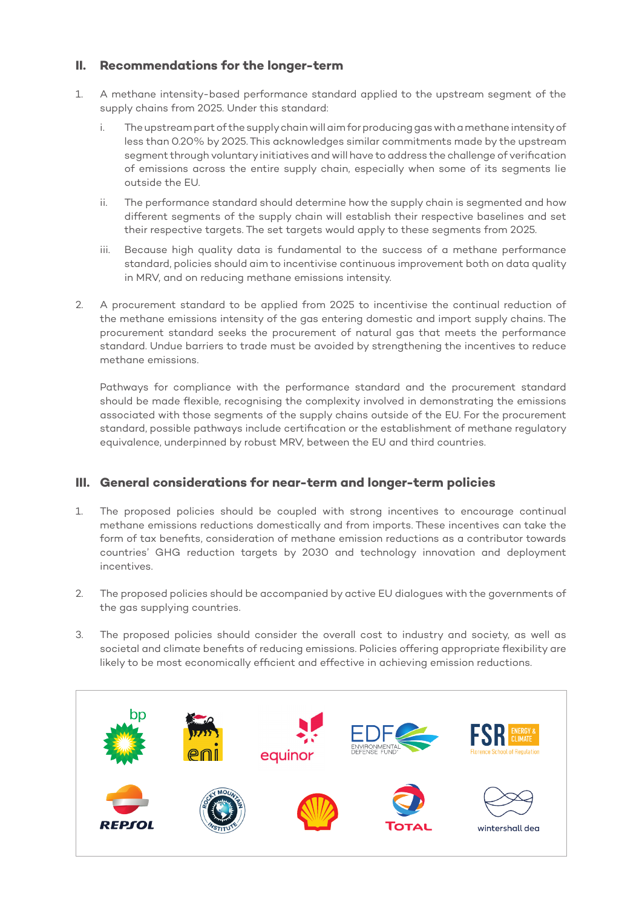## II. Recommendations for the longer-term

1. A methane intensity-based performance standard applied to the upstream segment of the supply chains from 2025. Under this standard:
   i. The upstream part of the supply chain will aim for producing gas with a methane intensity of less than 0.20% by 2025. This acknowledges similar commitments made by the upstream segment through voluntary initiatives and will have to address the challenge of verification of emissions across the entire supply chain, especially when some of its segments lie outside the EU.
   ii. The performance standard should determine how the supply chain is segmented and how different segments of the supply chain will establish their respective baselines and set their respective targets. The set targets would apply to these segments from 2025.
   iii. Because high quality data is fundamental to the success of a methane performance standard, policies should aim to incentivise continuous improvement both on data quality in MRV, and on reducing methane emissions intensity.

2. A procurement standard to be applied from 2025 to incentivise the continual reduction of the methane emissions intensity of the gas entering domestic and import supply chains. The procurement standard seeks the procurement of natural gas that meets the performance standard. Undue barriers to trade must be avoided by strengthening the incentives to reduce methane emissions.

   Pathways for compliance with the performance standard and the procurement standard should be made flexible, recognising the complexity involved in demonstrating the emissions associated with those segments of the supply chains outside of the EU. For the procurement standard, possible pathways include certification or the establishment of methane regulatory equivalence, underpinned by robust MRV, between the EU and third countries.

## III. General considerations for near-term and longer-term policies

1. The proposed policies should be coupled with strong incentives to encourage continual methane emissions reductions domestically and from imports. These incentives can take the form of tax benefits, consideration of methane emission reductions as a contributor towards countries' GHG reduction targets by 2030 and technology innovation and deployment incentives.

2. The proposed policies should be accompanied by active EU dialogues with the governments of the gas supplying countries.

3. The proposed policies should consider the overall cost to industry and society, as well as societal and climate benefits of reducing emissions. Policies offering appropriate flexibility are likely to be most economically efficient and effective in achieving emission reductions.

bp
eni
equinor
EDF ENVIRONMENTAL DEFENSE FUND
FSR ENERGY & CLIMATE Florence School of Regulation
REPSOL
ROCKY MOUNTAIN INSTITUTE
Shell
TOTAL
wintershall dea